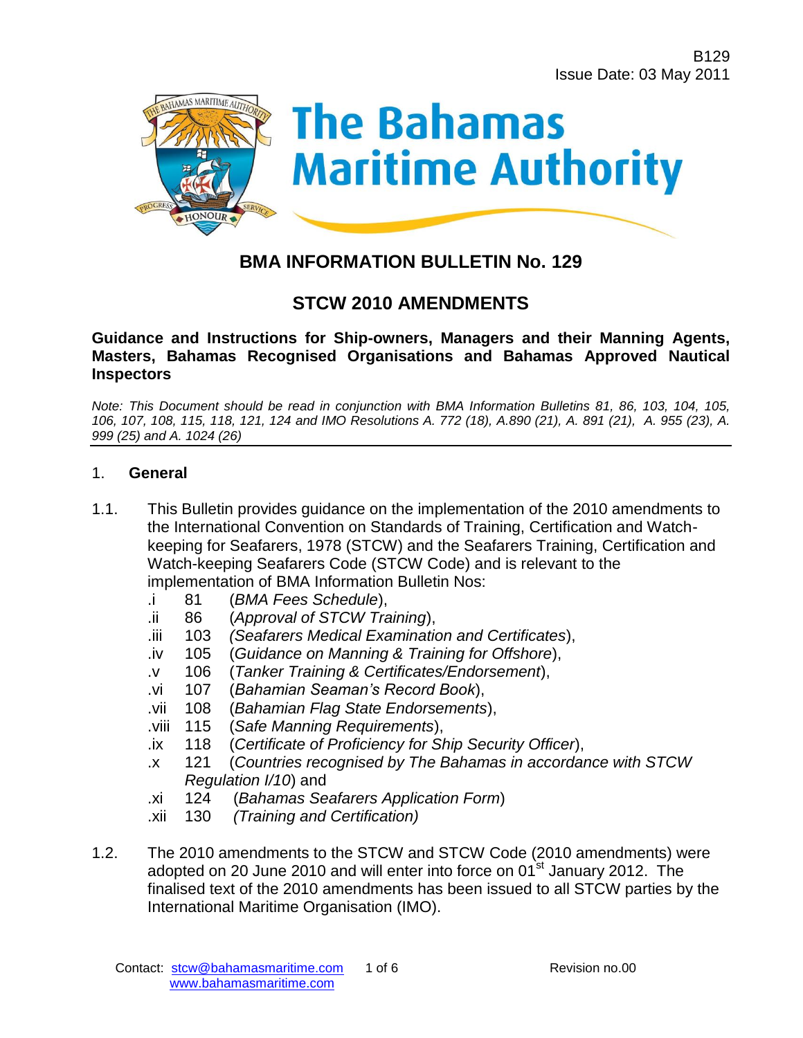B129
Issue Date: 03 May 2011

The Bahamas Maritime Authority

# BMA INFORMATION BULLETIN No. 129

## STCW 2010 AMENDMENTS

**Guidance and Instructions for Ship-owners, Managers and their Manning Agents, Masters, Bahamas Recognised Organisations and Bahamas Approved Nautical Inspectors**

*Note: This Document should be read in conjunction with BMA Information Bulletins 81, 86, 103, 104, 105, 106, 107, 108, 115, 118, 121, 124 and IMO Resolutions A. 772 (18), A.890 (21), A. 891 (21), A. 955 (23), A. 999 (25) and A. 1024 (26)*

### 1. General

1.1. This Bulletin provides guidance on the implementation of the 2010 amendments to the International Convention on Standards of Training, Certification and Watch-keeping for Seafarers, 1978 (STCW) and the Seafarers Training, Certification and Watch-keeping Seafarers Code (STCW Code) and is relevant to the implementation of BMA Information Bulletin Nos:

- .i 81 (*BMA Fees Schedule*),
- .ii 86 (*Approval of STCW Training*),
- .iii 103 *(Seafarers Medical Examination and Certificates*),
- .iv 105 (*Guidance on Manning & Training for Offshore*),
- .v 106 (*Tanker Training & Certificates/Endorsement*),
- .vi 107 (*Bahamian Seaman's Record Book*),
- .vii 108 (*Bahamian Flag State Endorsements*),
- .viii 115 (*Safe Manning Requirements*),
- .ix 118 (*Certificate of Proficiency for Ship Security Officer*),
- .x 121 (*Countries recognised by The Bahamas in accordance with STCW Regulation I/10*) and
- .xi 124 (*Bahamas Seafarers Application Form*)
- .xii 130 *(Training and Certification)*

1.2. The 2010 amendments to the STCW and STCW Code (2010 amendments) were adopted on 20 June 2010 and will enter into force on 01st January 2012. The finalised text of the 2010 amendments has been issued to all STCW parties by the International Maritime Organisation (IMO).

Contact: stcw@bahamasmaritime.com
www.bahamasmaritime.com

Revision no.00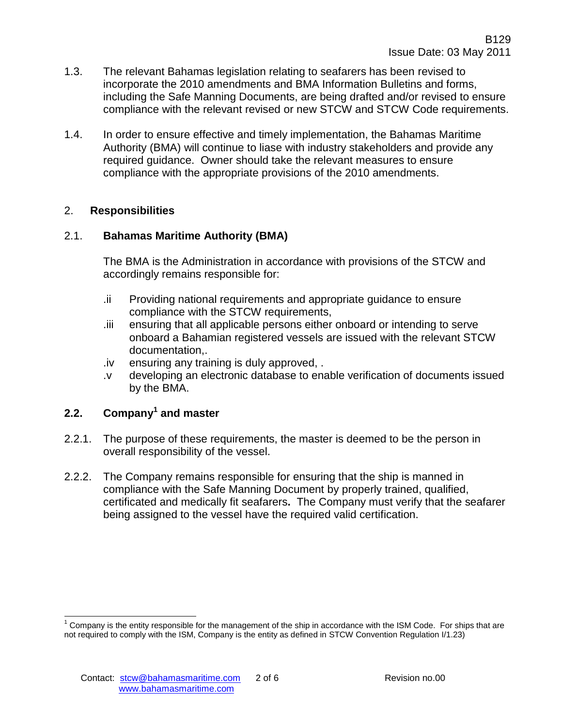1.3. The relevant Bahamas legislation relating to seafarers has been revised to incorporate the 2010 amendments and BMA Information Bulletins and forms, including the Safe Manning Documents, are being drafted and/or revised to ensure compliance with the relevant revised or new STCW and STCW Code requirements.

1.4. In order to ensure effective and timely implementation, the Bahamas Maritime Authority (BMA) will continue to liase with industry stakeholders and provide any required guidance. Owner should take the relevant measures to ensure compliance with the appropriate provisions of the 2010 amendments.

## 2. Responsibilities

### 2.1. Bahamas Maritime Authority (BMA)

The BMA is the Administration in accordance with provisions of the STCW and accordingly remains responsible for:

.ii Providing national requirements and appropriate guidance to ensure compliance with the STCW requirements,

.iii ensuring that all applicable persons either onboard or intending to serve onboard a Bahamian registered vessels are issued with the relevant STCW documentation,.

.iv ensuring any training is duly approved, .

.v developing an electronic database to enable verification of documents issued by the BMA.

### 2.2. Company[1] and master

2.2.1. The purpose of these requirements, the master is deemed to be the person in overall responsibility of the vessel.

2.2.2. The Company remains responsible for ensuring that the ship is manned in compliance with the Safe Manning Document by properly trained, qualified, certificated and medically fit seafarers**.** The Company must verify that the seafarer being assigned to the vessel have the required valid certification.

---

[1] Company is the entity responsible for the management of the ship in accordance with the ISM Code. For ships that are not required to comply with the ISM, Company is the entity as defined in STCW Convention Regulation I/1.23)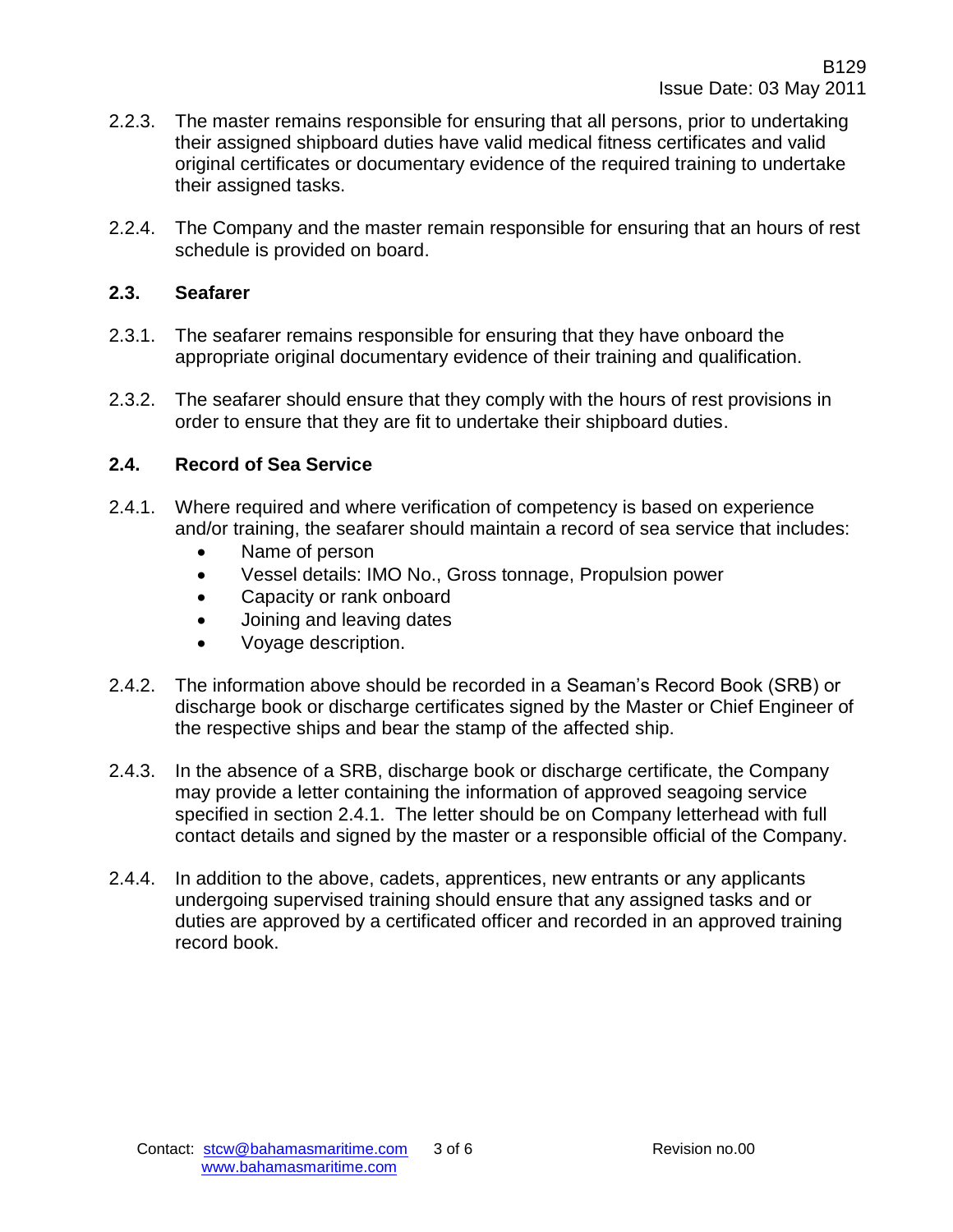2.2.3. The master remains responsible for ensuring that all persons, prior to undertaking their assigned shipboard duties have valid medical fitness certificates and valid original certificates or documentary evidence of the required training to undertake their assigned tasks.

2.2.4. The Company and the master remain responsible for ensuring that an hours of rest schedule is provided on board.

### 2.3. Seafarer

2.3.1. The seafarer remains responsible for ensuring that they have onboard the appropriate original documentary evidence of their training and qualification.

2.3.2. The seafarer should ensure that they comply with the hours of rest provisions in order to ensure that they are fit to undertake their shipboard duties.

### 2.4. Record of Sea Service

2.4.1. Where required and where verification of competency is based on experience and/or training, the seafarer should maintain a record of sea service that includes:

- Name of person
- Vessel details: IMO No., Gross tonnage, Propulsion power
- Capacity or rank onboard
- Joining and leaving dates
- Voyage description.

2.4.2. The information above should be recorded in a Seaman's Record Book (SRB) or discharge book or discharge certificates signed by the Master or Chief Engineer of the respective ships and bear the stamp of the affected ship.

2.4.3. In the absence of a SRB, discharge book or discharge certificate, the Company may provide a letter containing the information of approved seagoing service specified in section 2.4.1. The letter should be on Company letterhead with full contact details and signed by the master or a responsible official of the Company.

2.4.4. In addition to the above, cadets, apprentices, new entrants or any applicants undergoing supervised training should ensure that any assigned tasks and or duties are approved by a certificated officer and recorded in an approved training record book.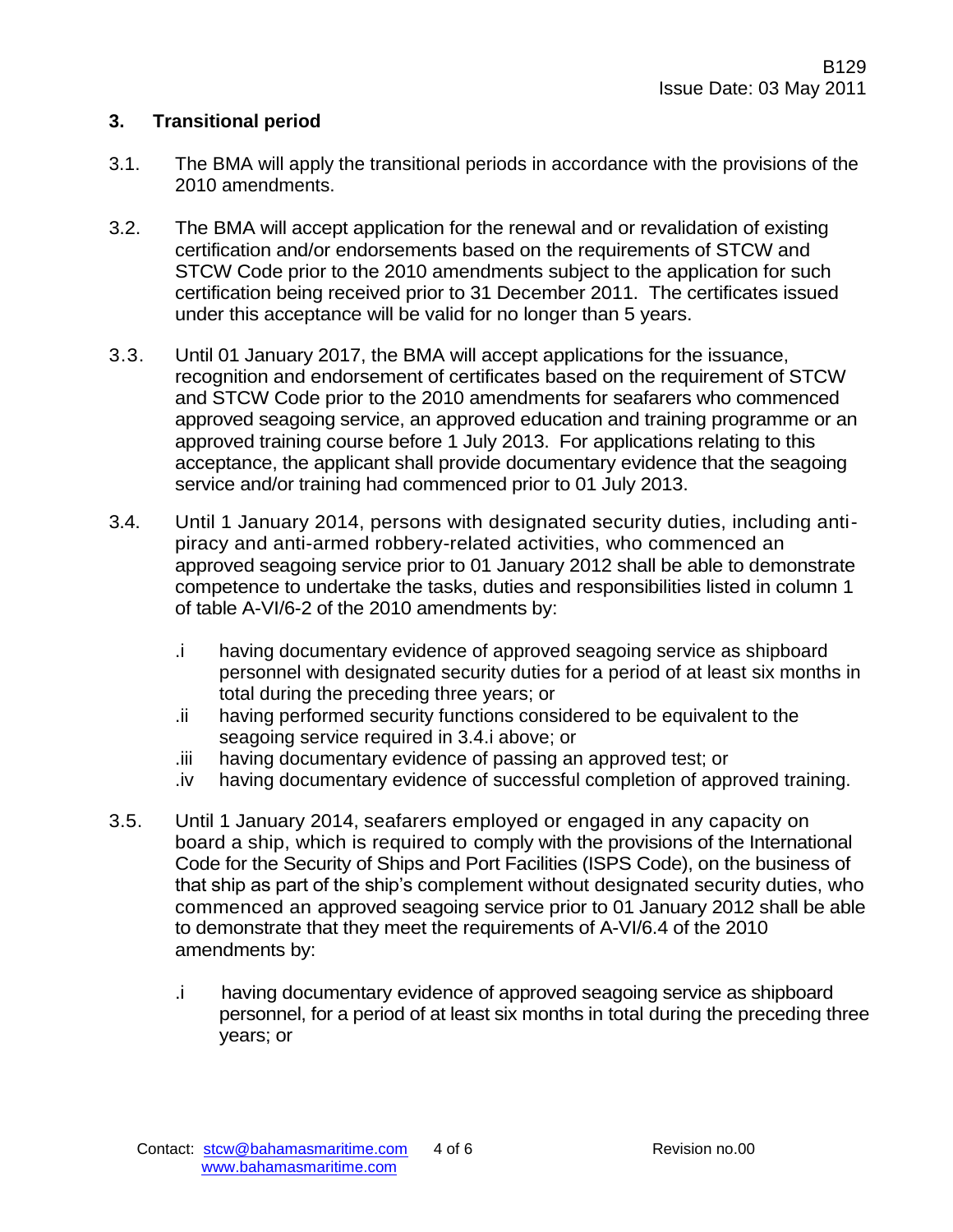## 3. Transitional period

3.1. The BMA will apply the transitional periods in accordance with the provisions of the 2010 amendments.

3.2. The BMA will accept application for the renewal and or revalidation of existing certification and/or endorsements based on the requirements of STCW and STCW Code prior to the 2010 amendments subject to the application for such certification being received prior to 31 December 2011. The certificates issued under this acceptance will be valid for no longer than 5 years.

3.3. Until 01 January 2017, the BMA will accept applications for the issuance, recognition and endorsement of certificates based on the requirement of STCW and STCW Code prior to the 2010 amendments for seafarers who commenced approved seagoing service, an approved education and training programme or an approved training course before 1 July 2013. For applications relating to this acceptance, the applicant shall provide documentary evidence that the seagoing service and/or training had commenced prior to 01 July 2013.

3.4. Until 1 January 2014, persons with designated security duties, including anti-piracy and anti-armed robbery-related activities, who commenced an approved seagoing service prior to 01 January 2012 shall be able to demonstrate competence to undertake the tasks, duties and responsibilities listed in column 1 of table A-VI/6-2 of the 2010 amendments by:

- .i having documentary evidence of approved seagoing service as shipboard personnel with designated security duties for a period of at least six months in total during the preceding three years; or
- .ii having performed security functions considered to be equivalent to the seagoing service required in 3.4.i above; or
- .iii having documentary evidence of passing an approved test; or
- .iv having documentary evidence of successful completion of approved training.

3.5. Until 1 January 2014, seafarers employed or engaged in any capacity on board a ship, which is required to comply with the provisions of the International Code for the Security of Ships and Port Facilities (ISPS Code), on the business of that ship as part of the ship's complement without designated security duties, who commenced an approved seagoing service prior to 01 January 2012 shall be able to demonstrate that they meet the requirements of A-VI/6.4 of the 2010 amendments by:

- .i having documentary evidence of approved seagoing service as shipboard personnel, for a period of at least six months in total during the preceding three years; or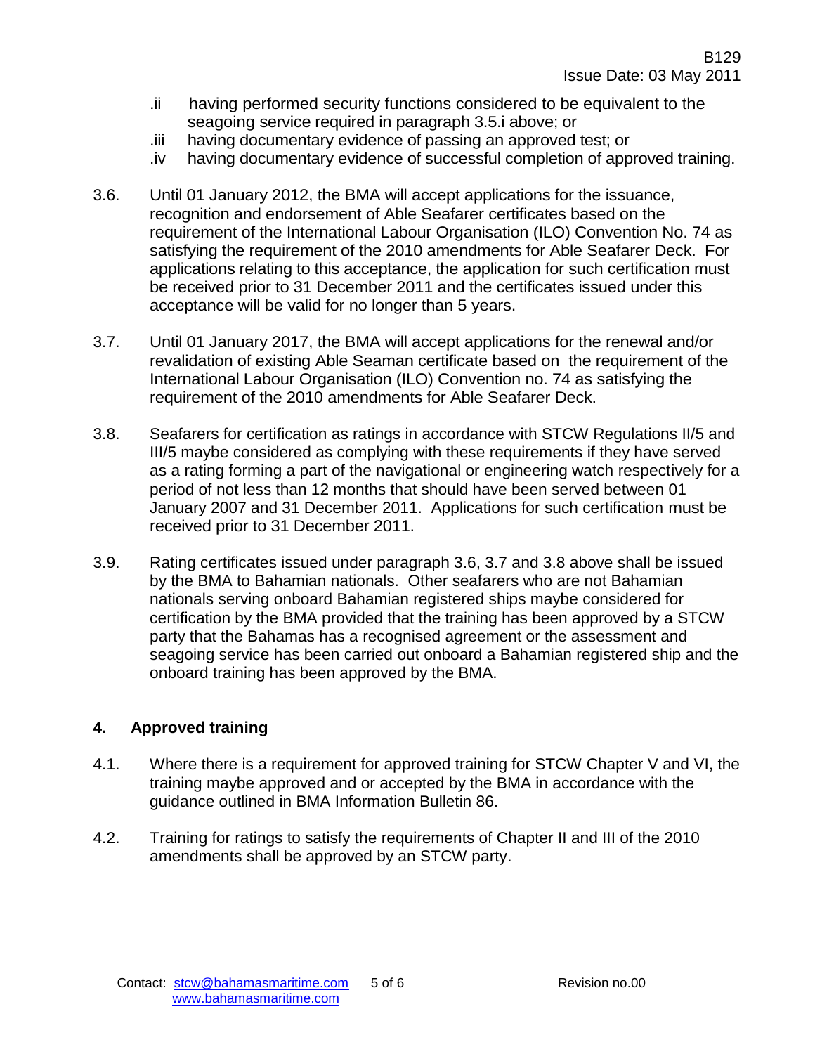.ii having performed security functions considered to be equivalent to the seagoing service required in paragraph 3.5.i above; or

.iii having documentary evidence of passing an approved test; or

.iv having documentary evidence of successful completion of approved training.

3.6. Until 01 January 2012, the BMA will accept applications for the issuance, recognition and endorsement of Able Seafarer certificates based on the requirement of the International Labour Organisation (ILO) Convention No. 74 as satisfying the requirement of the 2010 amendments for Able Seafarer Deck. For applications relating to this acceptance, the application for such certification must be received prior to 31 December 2011 and the certificates issued under this acceptance will be valid for no longer than 5 years.

3.7. Until 01 January 2017, the BMA will accept applications for the renewal and/or revalidation of existing Able Seaman certificate based on the requirement of the International Labour Organisation (ILO) Convention no. 74 as satisfying the requirement of the 2010 amendments for Able Seafarer Deck.

3.8. Seafarers for certification as ratings in accordance with STCW Regulations II/5 and III/5 maybe considered as complying with these requirements if they have served as a rating forming a part of the navigational or engineering watch respectively for a period of not less than 12 months that should have been served between 01 January 2007 and 31 December 2011. Applications for such certification must be received prior to 31 December 2011.

3.9. Rating certificates issued under paragraph 3.6, 3.7 and 3.8 above shall be issued by the BMA to Bahamian nationals. Other seafarers who are not Bahamian nationals serving onboard Bahamian registered ships maybe considered for certification by the BMA provided that the training has been approved by a STCW party that the Bahamas has a recognised agreement or the assessment and seagoing service has been carried out onboard a Bahamian registered ship and the onboard training has been approved by the BMA.

## 4. Approved training

4.1. Where there is a requirement for approved training for STCW Chapter V and VI, the training maybe approved and or accepted by the BMA in accordance with the guidance outlined in BMA Information Bulletin 86.

4.2. Training for ratings to satisfy the requirements of Chapter II and III of the 2010 amendments shall be approved by an STCW party.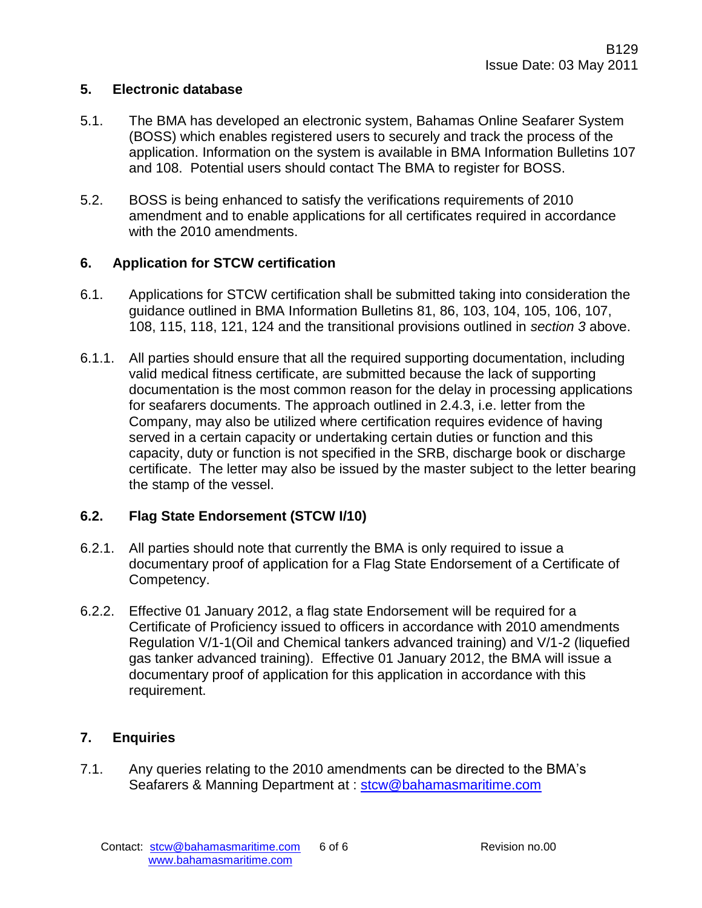## 5. Electronic database

5.1. The BMA has developed an electronic system, Bahamas Online Seafarer System (BOSS) which enables registered users to securely and track the process of the application. Information on the system is available in BMA Information Bulletins 107 and 108. Potential users should contact The BMA to register for BOSS.

5.2. BOSS is being enhanced to satisfy the verifications requirements of 2010 amendment and to enable applications for all certificates required in accordance with the 2010 amendments.

## 6. Application for STCW certification

6.1. Applications for STCW certification shall be submitted taking into consideration the guidance outlined in BMA Information Bulletins 81, 86, 103, 104, 105, 106, 107, 108, 115, 118, 121, 124 and the transitional provisions outlined in *section 3* above.

6.1.1. All parties should ensure that all the required supporting documentation, including valid medical fitness certificate, are submitted because the lack of supporting documentation is the most common reason for the delay in processing applications for seafarers documents. The approach outlined in 2.4.3, i.e. letter from the Company, may also be utilized where certification requires evidence of having served in a certain capacity or undertaking certain duties or function and this capacity, duty or function is not specified in the SRB, discharge book or discharge certificate. The letter may also be issued by the master subject to the letter bearing the stamp of the vessel.

### 6.2. Flag State Endorsement (STCW I/10)

6.2.1. All parties should note that currently the BMA is only required to issue a documentary proof of application for a Flag State Endorsement of a Certificate of Competency.

6.2.2. Effective 01 January 2012, a flag state Endorsement will be required for a Certificate of Proficiency issued to officers in accordance with 2010 amendments Regulation V/1-1(Oil and Chemical tankers advanced training) and V/1-2 (liquefied gas tanker advanced training). Effective 01 January 2012, the BMA will issue a documentary proof of application for this application in accordance with this requirement.

## 7. Enquiries

7.1. Any queries relating to the 2010 amendments can be directed to the BMA's Seafarers & Manning Department at : stcw@bahamasmaritime.com